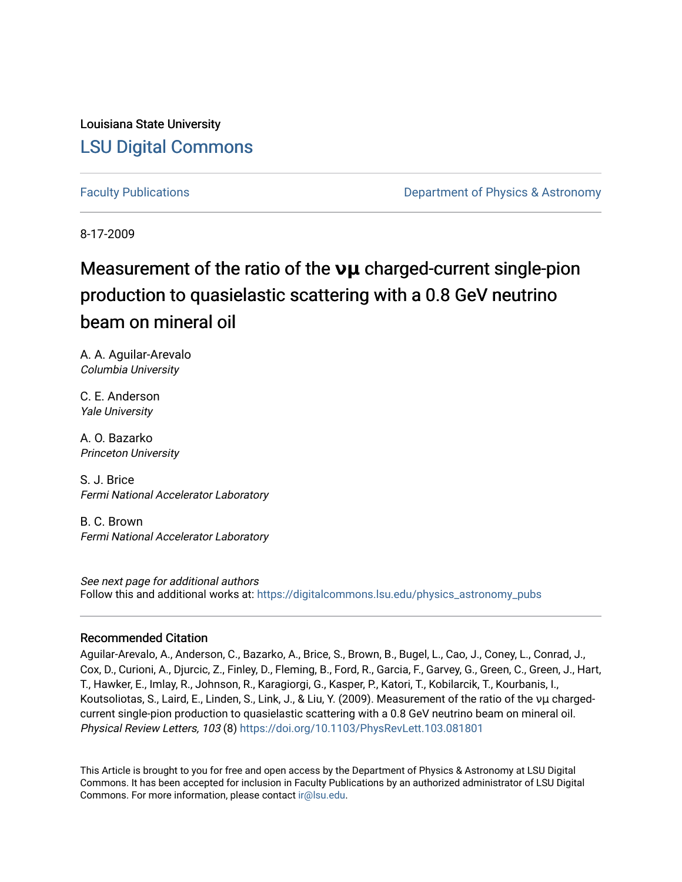Louisiana State University

## LSU Digital Commons

Faculty Publications | Department of Physics & Astronomy

8-17-2009

# Measurement of the ratio of the $\nu_\mu$ charged-current single-pion production to quasielastic scattering with a 0.8 GeV neutrino beam on mineral oil

A. A. Aguilar-Arevalo
*Columbia University*

C. E. Anderson
*Yale University*

A. O. Bazarko
*Princeton University*

S. J. Brice
*Fermi National Accelerator Laboratory*

B. C. Brown
*Fermi National Accelerator Laboratory*

*See next page for additional authors*
Follow this and additional works at: https://digitalcommons.lsu.edu/physics_astronomy_pubs

### Recommended Citation

Aguilar-Arevalo, A., Anderson, C., Bazarko, A., Brice, S., Brown, B., Bugel, L., Cao, J., Coney, L., Conrad, J., Cox, D., Curioni, A., Djurcic, Z., Finley, D., Fleming, B., Ford, R., Garcia, F., Garvey, G., Green, C., Green, J., Hart, T., Hawker, E., Imlay, R., Johnson, R., Karagiorgi, G., Kasper, P., Katori, T., Kobilarcik, T., Kourbanis, I., Koutsoliotas, S., Laird, E., Linden, S., Link, J., & Liu, Y. (2009). Measurement of the ratio of the νμ charged-current single-pion production to quasielastic scattering with a 0.8 GeV neutrino beam on mineral oil. *Physical Review Letters, 103* (8) https://doi.org/10.1103/PhysRevLett.103.081801

This Article is brought to you for free and open access by the Department of Physics & Astronomy at LSU Digital Commons. It has been accepted for inclusion in Faculty Publications by an authorized administrator of LSU Digital Commons. For more information, please contact ir@lsu.edu.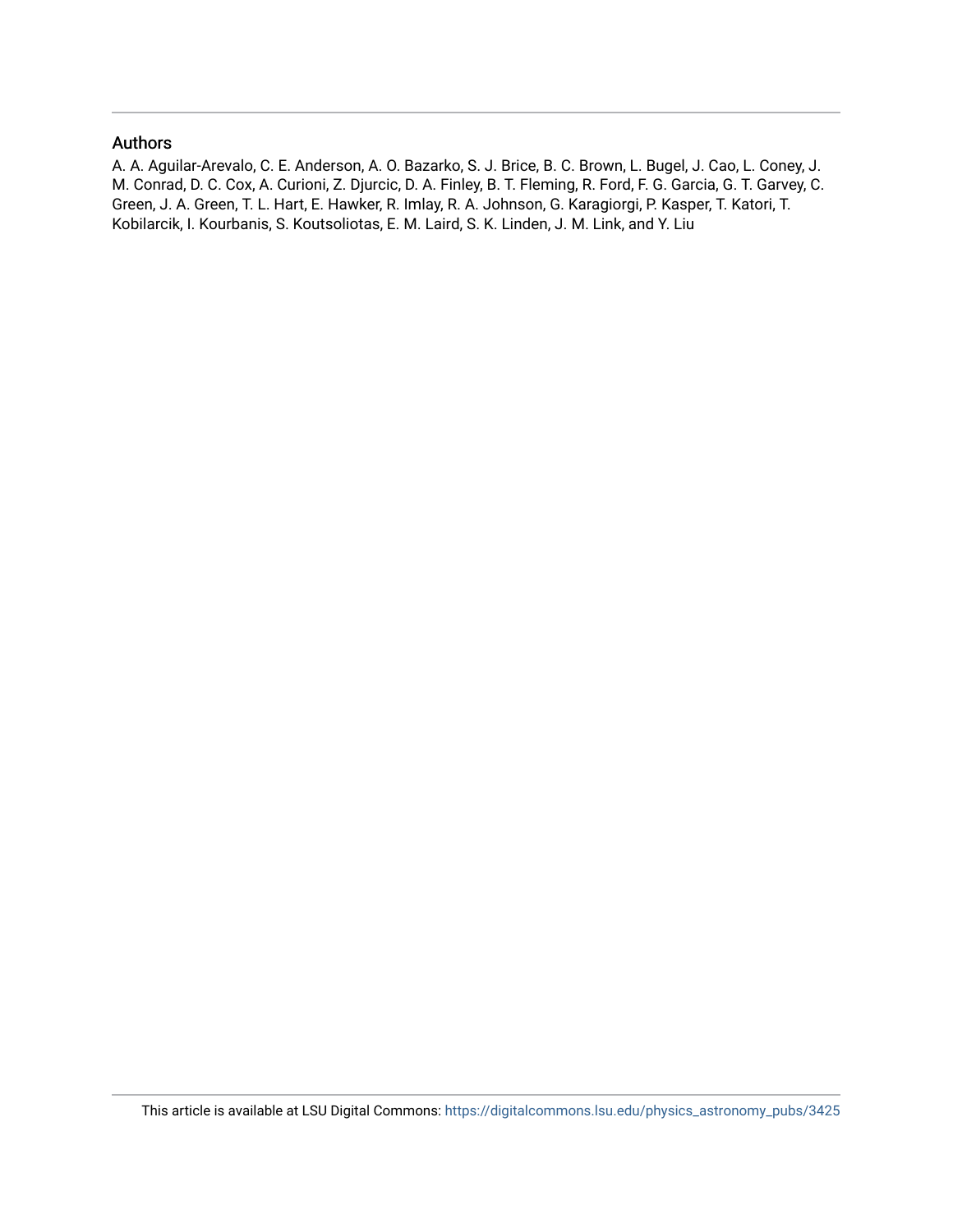## Authors

A. A. Aguilar-Arevalo, C. E. Anderson, A. O. Bazarko, S. J. Brice, B. C. Brown, L. Bugel, J. Cao, L. Coney, J. M. Conrad, D. C. Cox, A. Curioni, Z. Djurcic, D. A. Finley, B. T. Fleming, R. Ford, F. G. Garcia, G. T. Garvey, C. Green, J. A. Green, T. L. Hart, E. Hawker, R. Imlay, R. A. Johnson, G. Karagiorgi, P. Kasper, T. Katori, T. Kobilarcik, I. Kourbanis, S. Koutsoliotas, E. M. Laird, S. K. Linden, J. M. Link, and Y. Liu

This article is available at LSU Digital Commons: https://digitalcommons.lsu.edu/physics_astronomy_pubs/3425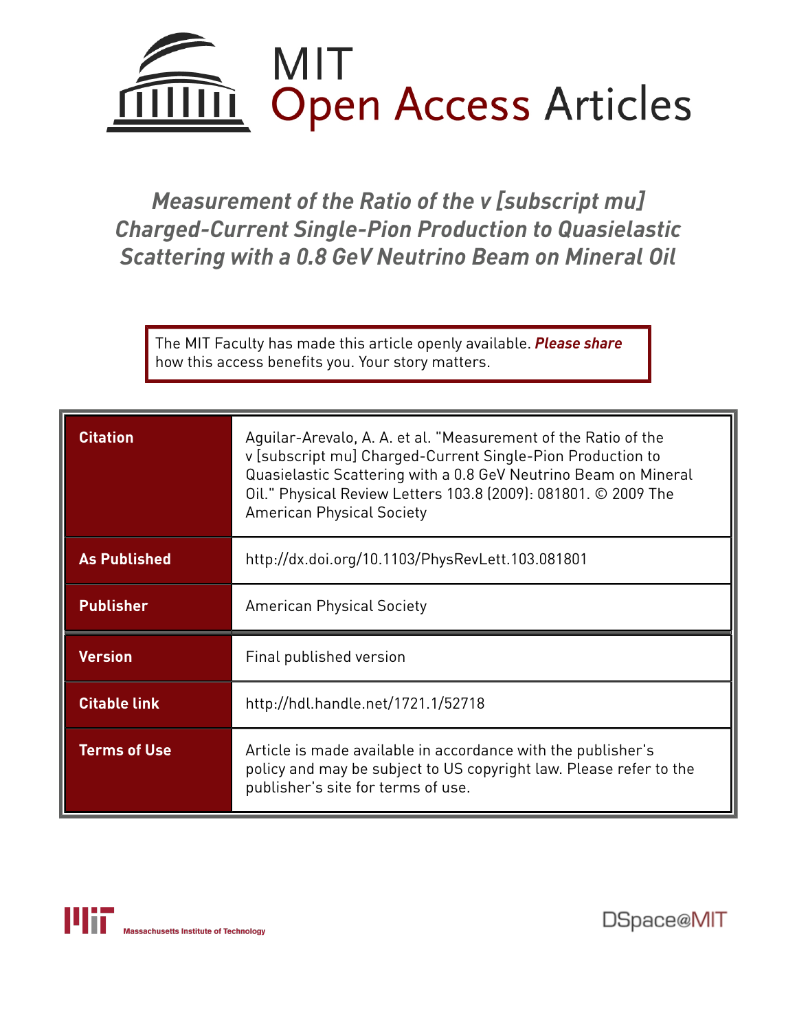# MIT Open Access Articles

*Measurement of the Ratio of the v [subscript mu] Charged-Current Single-Pion Production to Quasielastic Scattering with a 0.8 GeV Neutrino Beam on Mineral Oil*

The MIT Faculty has made this article openly available. ***Please share*** how this access benefits you. Your story matters.

| | |
|---|---|
| **Citation** | Aguilar-Arevalo, A. A. et al. "Measurement of the Ratio of the v [subscript mu] Charged-Current Single-Pion Production to Quasielastic Scattering with a 0.8 GeV Neutrino Beam on Mineral Oil." Physical Review Letters 103.8 (2009): 081801. © 2009 The American Physical Society |
| **As Published** | http://dx.doi.org/10.1103/PhysRevLett.103.081801 |
| **Publisher** | American Physical Society |
| **Version** | Final published version |
| **Citable link** | http://hdl.handle.net/1721.1/52718 |
| **Terms of Use** | Article is made available in accordance with the publisher's policy and may be subject to US copyright law. Please refer to the publisher's site for terms of use. |

Massachusetts Institute of Technology

DSpace@MIT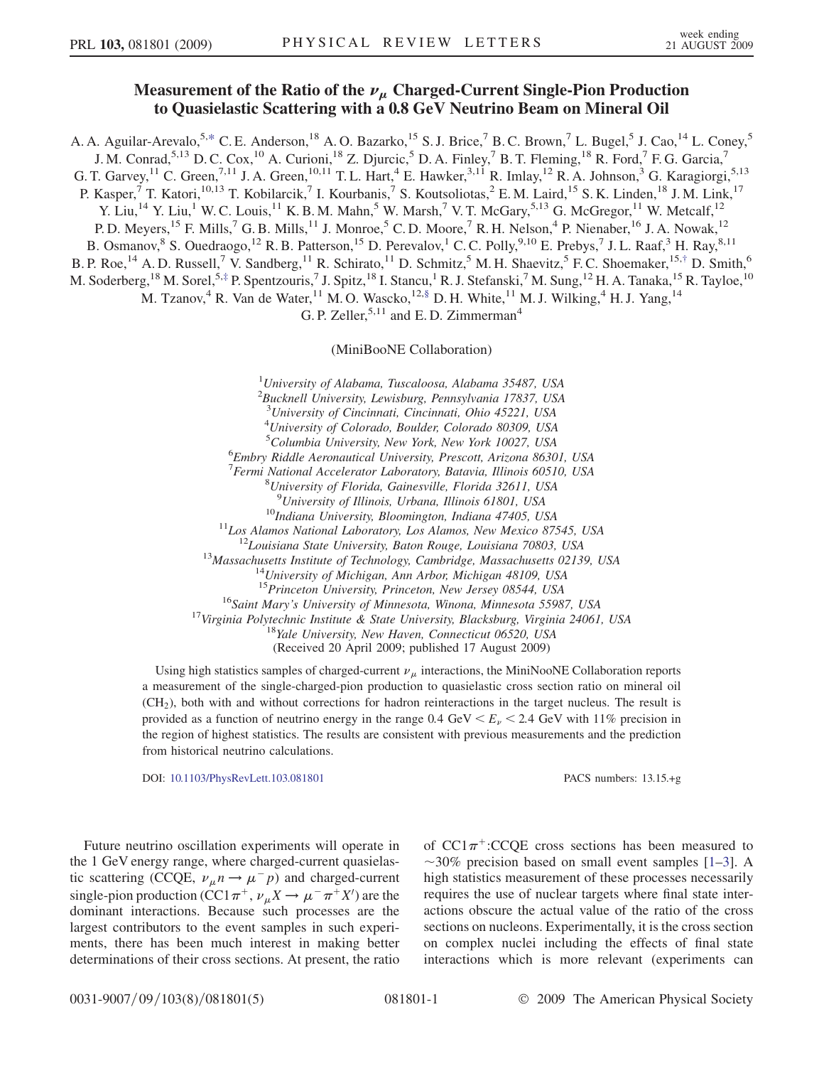# Measurement of the Ratio of the $\nu_\mu$ Charged-Current Single-Pion Production to Quasielastic Scattering with a 0.8 GeV Neutrino Beam on Mineral Oil

A. A. Aguilar-Arevalo,[5,*] C. E. Anderson,[18] A. O. Bazarko,[15] S. J. Brice,[7] B. C. Brown,[7] L. Bugel,[5] J. Cao,[14] L. Coney,[5] J. M. Conrad,[5,13] D. C. Cox,[10] A. Curioni,[18] Z. Djurcic,[5] D. A. Finley,[7] B. T. Fleming,[18] R. Ford,[7] F. G. Garcia,[7] G. T. Garvey,[11] C. Green,[7,11] J. A. Green,[10,11] T. L. Hart,[4] E. Hawker,[3,11] R. Imlay,[12] R. A. Johnson,[3] G. Karagiorgi,[5,13] P. Kasper,[7] T. Katori,[10,13] T. Kobilarcik,[7] I. Kourbanis,[7] S. Koutsoliotas,[2] E. M. Laird,[15] S. K. Linden,[18] J. M. Link,[17] Y. Liu,[14] Y. Liu,[1] W. C. Louis,[11] K. B. M. Mahn,[5] W. Marsh,[7] V. T. McGary,[5,13] G. McGregor,[11] W. Metcalf,[12] P. D. Meyers,[15] F. Mills,[7] G. B. Mills,[11] J. Monroe,[5] C. D. Moore,[7] R. H. Nelson,[4] P. Nienaber,[16] J. A. Nowak,[12] B. Osmanov,[8] S. Ouedraogo,[12] R. B. Patterson,[15] D. Perevalov,[1] C. C. Polly,[9,10] E. Prebys,[7] J. L. Raaf,[3] H. Ray,[8,11] B. P. Roe,[14] A. D. Russell,[7] V. Sandberg,[11] R. Schirato,[11] D. Schmitz,[5] M. H. Shaevitz,[5] F. C. Shoemaker,[15,†] D. Smith,[6] M. Soderberg,[18] M. Sorel,[5,‡] P. Spentzouris,[7] J. Spitz,[18] I. Stancu,[1] R. J. Stefanski,[7] M. Sung,[12] H. A. Tanaka,[15] R. Tayloe,[10] M. Tzanov,[4] R. Van de Water,[11] M. O. Wascko,[12,§] D. H. White,[11] M. J. Wilking,[4] H. J. Yang,[14] G. P. Zeller,[5,11] and E. D. Zimmerman[4]

(MiniBooNE Collaboration)

[1]University of Alabama, Tuscaloosa, Alabama 35487, USA
[2]Bucknell University, Lewisburg, Pennsylvania 17837, USA
[3]University of Cincinnati, Cincinnati, Ohio 45221, USA
[4]University of Colorado, Boulder, Colorado 80309, USA
[5]Columbia University, New York, New York 10027, USA
[6]Embry Riddle Aeronautical University, Prescott, Arizona 86301, USA
[7]Fermi National Accelerator Laboratory, Batavia, Illinois 60510, USA
[8]University of Florida, Gainesville, Florida 32611, USA
[9]University of Illinois, Urbana, Illinois 61801, USA
[10]Indiana University, Bloomington, Indiana 47405, USA
[11]Los Alamos National Laboratory, Los Alamos, New Mexico 87545, USA
[12]Louisiana State University, Baton Rouge, Louisiana 70803, USA
[13]Massachusetts Institute of Technology, Cambridge, Massachusetts 02139, USA
[14]University of Michigan, Ann Arbor, Michigan 48109, USA
[15]Princeton University, Princeton, New Jersey 08544, USA
[16]Saint Mary's University of Minnesota, Winona, Minnesota 55987, USA
[17]Virginia Polytechnic Institute & State University, Blacksburg, Virginia 24061, USA
[18]Yale University, New Haven, Connecticut 06520, USA

(Received 20 April 2009; published 17 August 2009)

Using high statistics samples of charged-current $\nu_\mu$ interactions, the MiniNooNE Collaboration reports a measurement of the single-charged-pion production to quasielastic cross section ratio on mineral oil ($CH_2$), both with and without corrections for hadron reinteractions in the target nucleus. The result is provided as a function of neutrino energy in the range 0.4 GeV $< E_\nu <$ 2.4 GeV with 11% precision in the region of highest statistics. The results are consistent with previous measurements and the prediction from historical neutrino calculations.

DOI: 10.1103/PhysRevLett.103.081801

PACS numbers: 13.15.+g

Future neutrino oscillation experiments will operate in the 1 GeV energy range, where charged-current quasielastic scattering (CCQE, $\nu_\mu n \rightarrow \mu^- p$) and charged-current single-pion production (CC1$\pi^+$, $\nu_\mu X \rightarrow \mu^- \pi^+ X'$) are the dominant interactions. Because such processes are the largest contributors to the event samples in such experiments, there has been much interest in making better determinations of their cross sections. At present, the ratio of CC1$\pi^+$:CCQE cross sections has been measured to ~30% precision based on small event samples [1–3]. A high statistics measurement of these processes necessarily requires the use of nuclear targets where final state interactions obscure the actual value of the ratio of the cross sections on nucleons. Experimentally, it is the cross section on complex nuclei including the effects of final state interactions which is more relevant (experiments can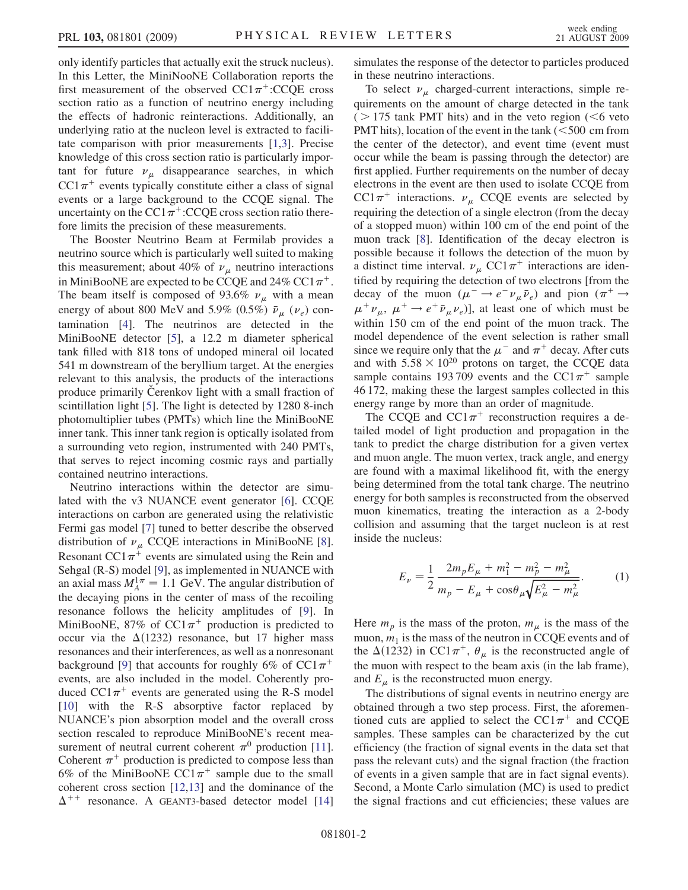only identify particles that actually exit the struck nucleus). In this Letter, the MiniNooNE Collaboration reports the first measurement of the observed $CC1\pi^+$:CCQE cross section ratio as a function of neutrino energy including the effects of hadronic reinteractions. Additionally, an underlying ratio at the nucleon level is extracted to facilitate comparison with prior measurements [1,3]. Precise knowledge of this cross section ratio is particularly important for future $\nu_\mu$ disappearance searches, in which $CC1\pi^+$ events typically constitute either a class of signal events or a large background to the CCQE signal. The uncertainty on the $CC1\pi^+$:CCQE cross section ratio therefore limits the precision of these measurements.

The Booster Neutrino Beam at Fermilab provides a neutrino source which is particularly well suited to making this measurement; about 40% of $\nu_\mu$ neutrino interactions in MiniBooNE are expected to be CCQE and 24% $CC1\pi^+$. The beam itself is composed of 93.6% $\nu_\mu$ with a mean energy of about 800 MeV and 5.9% (0.5%) $\bar{\nu}_\mu$ ($\nu_e$) contamination [4]. The neutrinos are detected in the MiniBooNE detector [5], a 12.2 m diameter spherical tank filled with 818 tons of undoped mineral oil located 541 m downstream of the beryllium target. At the energies relevant to this analysis, the products of the interactions produce primarily Čerenkov light with a small fraction of scintillation light [5]. The light is detected by 1280 8-inch photomultiplier tubes (PMTs) which line the MiniBooNE inner tank. This inner tank region is optically isolated from a surrounding veto region, instrumented with 240 PMTs, that serves to reject incoming cosmic rays and partially contained neutrino interactions.

Neutrino interactions within the detector are simulated with the v3 NUANCE event generator [6]. CCQE interactions on carbon are generated using the relativistic Fermi gas model [7] tuned to better describe the observed distribution of $\nu_\mu$ CCQE interactions in MiniBooNE [8]. Resonant $CC1\pi^+$ events are simulated using the Rein and Sehgal (R-S) model [9], as implemented in NUANCE with an axial mass $M_A^{1\pi} = 1.1$ GeV. The angular distribution of the decaying pions in the center of mass of the recoiling resonance follows the helicity amplitudes of [9]. In MiniBooNE, 87% of $CC1\pi^+$ production is predicted to occur via the $\Delta(1232)$ resonance, but 17 higher mass resonances and their interferences, as well as a nonresonant background [9] that accounts for roughly 6% of $CC1\pi^+$ events, are also included in the model. Coherently produced $CC1\pi^+$ events are generated using the R-S model [10] with the R-S absorptive factor replaced by NUANCE's pion absorption model and the overall cross section rescaled to reproduce MiniBooNE's recent measurement of neutral current coherent $\pi^0$ production [11]. Coherent $\pi^+$ production is predicted to compose less than 6% of the MiniBooNE $CC1\pi^+$ sample due to the small coherent cross section [12,13] and the dominance of the $\Delta^{++}$ resonance. A GEANT3-based detector model [14] simulates the response of the detector to particles produced in these neutrino interactions.

To select $\nu_\mu$ charged-current interactions, simple requirements on the amount of charge detected in the tank ($>175$ tank PMT hits) and in the veto region ($<6$ veto PMT hits), location of the event in the tank ($<500$ cm from the center of the detector), and event time (event must occur while the beam is passing through the detector) are first applied. Further requirements on the number of decay electrons in the event are then used to isolate CCQE from $CC1\pi^+$ interactions. $\nu_\mu$ CCQE events are selected by requiring the detection of a single electron (from the decay of a stopped muon) within 100 cm of the end point of the muon track [8]. Identification of the decay electron is possible because it follows the detection of the muon by a distinct time interval. $\nu_\mu$ $CC1\pi^+$ interactions are identified by requiring the detection of two electrons [from the decay of the muon ($\mu^- \rightarrow e^- \nu_\mu \bar{\nu}_e$) and pion ($\pi^+ \rightarrow \mu^+ \nu_\mu$, $\mu^+ \rightarrow e^+ \bar{\nu}_\mu \nu_e$)], at least one of which must be within 150 cm of the end point of the muon track. The model dependence of the event selection is rather small since we require only that the $\mu^-$ and $\pi^+$ decay. After cuts and with $5.58 \times 10^{20}$ protons on target, the CCQE data sample contains 193 709 events and the $CC1\pi^+$ sample 46 172, making these the largest samples collected in this energy range by more than an order of magnitude.

The CCQE and $CC1\pi^+$ reconstruction requires a detailed model of light production and propagation in the tank to predict the charge distribution for a given vertex and muon angle. The muon vertex, track angle, and energy are found with a maximal likelihood fit, with the energy being determined from the total tank charge. The neutrino energy for both samples is reconstructed from the observed muon kinematics, treating the interaction as a 2-body collision and assuming that the target nucleon is at rest inside the nucleus:

$$E_\nu = \frac{1}{2} \frac{2m_p E_\mu + m_1^2 - m_p^2 - m_\mu^2}{m_p - E_\mu + \cos\theta_\mu \sqrt{E_\mu^2 - m_\mu^2}}. \qquad (1)$$

Here $m_p$ is the mass of the proton, $m_\mu$ is the mass of the muon, $m_1$ is the mass of the neutron in CCQE events and of the $\Delta(1232)$ in $CC1\pi^+$, $\theta_\mu$ is the reconstructed angle of the muon with respect to the beam axis (in the lab frame), and $E_\mu$ is the reconstructed muon energy.

The distributions of signal events in neutrino energy are obtained through a two step process. First, the aforementioned cuts are applied to select the $CC1\pi^+$ and CCQE samples. These samples can be characterized by the cut efficiency (the fraction of signal events in the data set that pass the relevant cuts) and the signal fraction (the fraction of events in a given sample that are in fact signal events). Second, a Monte Carlo simulation (MC) is used to predict the signal fractions and cut efficiencies; these values are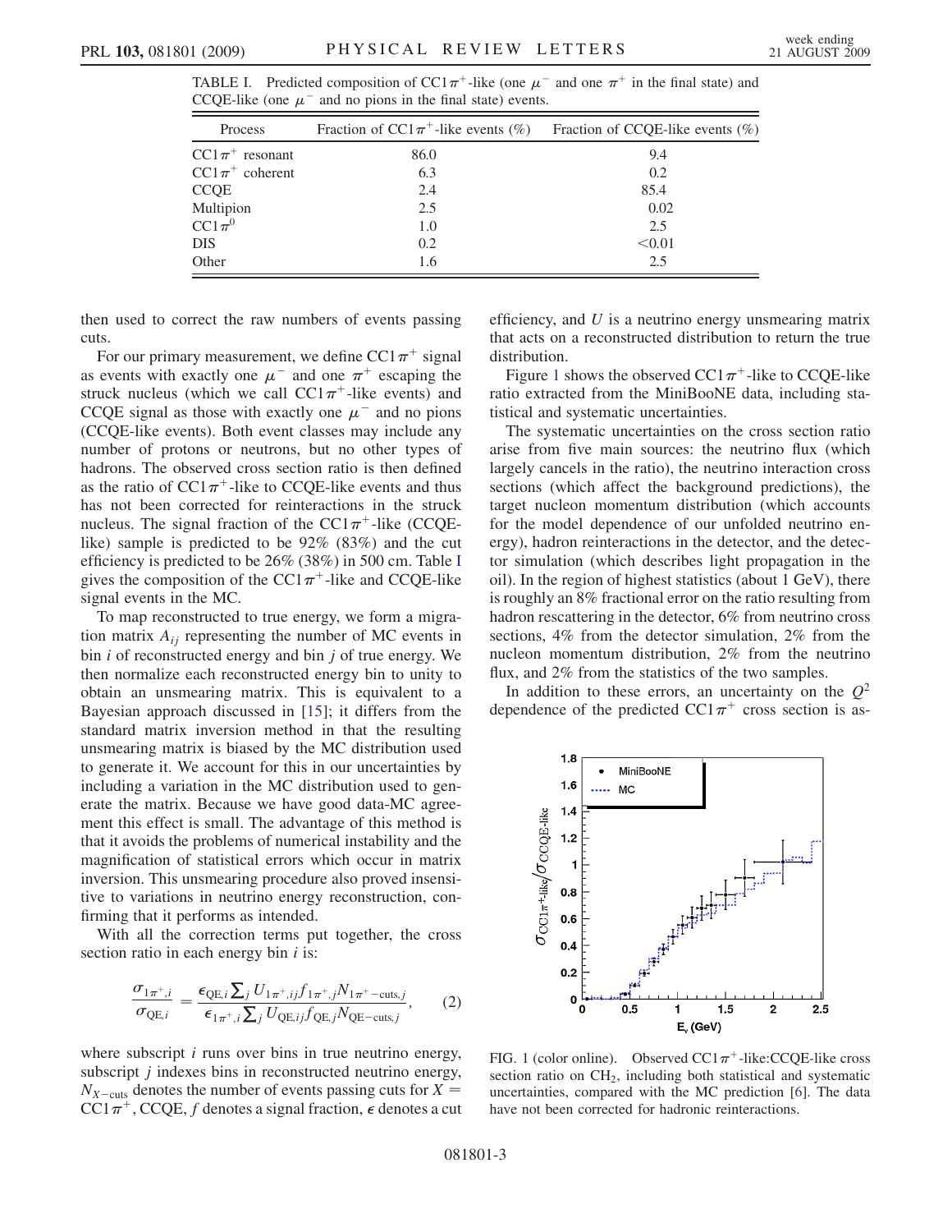TABLE I. Predicted composition of $CC1\pi^+$-like (one $\mu^-$ and one $\pi^+$ in the final state) and CCQE-like (one $\mu^-$ and no pions in the final state) events.

| Process | Fraction of $CC1\pi^+$-like events (%) | Fraction of CCQE-like events (%) |
|---|---|---|
| $CC1\pi^+$ resonant | 86.0 | 9.4 |
| $CC1\pi^+$ coherent | 6.3 | 0.2 |
| CCQE | 2.4 | 85.4 |
| Multipion | 2.5 | 0.02 |
| $CC1\pi^0$ | 1.0 | 2.5 |
| DIS | 0.2 | <0.01 |
| Other | 1.6 | 2.5 |

then used to correct the raw numbers of events passing cuts.

For our primary measurement, we define $CC1\pi^+$ signal as events with exactly one $\mu^-$ and one $\pi^+$ escaping the struck nucleus (which we call $CC1\pi^+$-like events) and CCQE signal as those with exactly one $\mu^-$ and no pions (CCQE-like events). Both event classes may include any number of protons or neutrons, but no other types of hadrons. The observed cross section ratio is then defined as the ratio of $CC1\pi^+$-like to CCQE-like events and thus has not been corrected for reinteractions in the struck nucleus. The signal fraction of the $CC1\pi^+$-like (CCQE-like) sample is predicted to be 92% (83%) and the cut efficiency is predicted to be 26% (38%) in 500 cm. Table I gives the composition of the $CC1\pi^+$-like and CCQE-like signal events in the MC.

To map reconstructed to true energy, we form a migration matrix $A_{ij}$ representing the number of MC events in bin $i$ of reconstructed energy and bin $j$ of true energy. We then normalize each reconstructed energy bin to unity to obtain an unsmearing matrix. This is equivalent to a Bayesian approach discussed in [15]; it differs from the standard matrix inversion method in that the resulting unsmearing matrix is biased by the MC distribution used to generate it. We account for this in our uncertainties by including a variation in the MC distribution used to generate the matrix. Because we have good data-MC agreement this effect is small. The advantage of this method is that it avoids the problems of numerical instability and the magnification of statistical errors which occur in matrix inversion. This unsmearing procedure also proved insensitive to variations in neutrino energy reconstruction, confirming that it performs as intended.

With all the correction terms put together, the cross section ratio in each energy bin $i$ is:

$$\frac{\sigma_{1\pi^+,i}}{\sigma_{\mathrm{QE},i}} = \frac{\epsilon_{\mathrm{QE},i}\sum_j U_{1\pi^+,ij} f_{1\pi^+,j} N_{1\pi^+-\mathrm{cuts},j}}{\epsilon_{1\pi^+,i}\sum_j U_{\mathrm{QE},ij} f_{\mathrm{QE},j} N_{\mathrm{QE}-\mathrm{cuts},j}}, \quad (2)$$

where subscript $i$ runs over bins in true neutrino energy, subscript $j$ indexes bins in reconstructed neutrino energy, $N_{X-\mathrm{cuts}}$ denotes the number of events passing cuts for $X = CC1\pi^+$, CCQE, $f$ denotes a signal fraction, $\epsilon$ denotes a cut efficiency, and $U$ is a neutrino energy unsmearing matrix that acts on a reconstructed distribution to return the true distribution.

Figure 1 shows the observed $CC1\pi^+$-like to CCQE-like ratio extracted from the MiniBooNE data, including statistical and systematic uncertainties.

The systematic uncertainties on the cross section ratio arise from five main sources: the neutrino flux (which largely cancels in the ratio), the neutrino interaction cross sections (which affect the background predictions), the target nucleon momentum distribution (which accounts for the model dependence of our unfolded neutrino energy), hadron reinteractions in the detector, and the detector simulation (which describes light propagation in the oil). In the region of highest statistics (about 1 GeV), there is roughly an 8% fractional error on the ratio resulting from hadron rescattering in the detector, 6% from neutrino cross sections, 4% from the detector simulation, 2% from the nucleon momentum distribution, 2% from the neutrino flux, and 2% from the statistics of the two samples.

In addition to these errors, an uncertainty on the $Q^2$ dependence of the predicted $CC1\pi^+$ cross section is as-

FIG. 1 (color online). Observed $CC1\pi^+$-like:CCQE-like cross section ratio on $CH_2$, including both statistical and systematic uncertainties, compared with the MC prediction [6]. The data have not been corrected for hadronic reinteractions.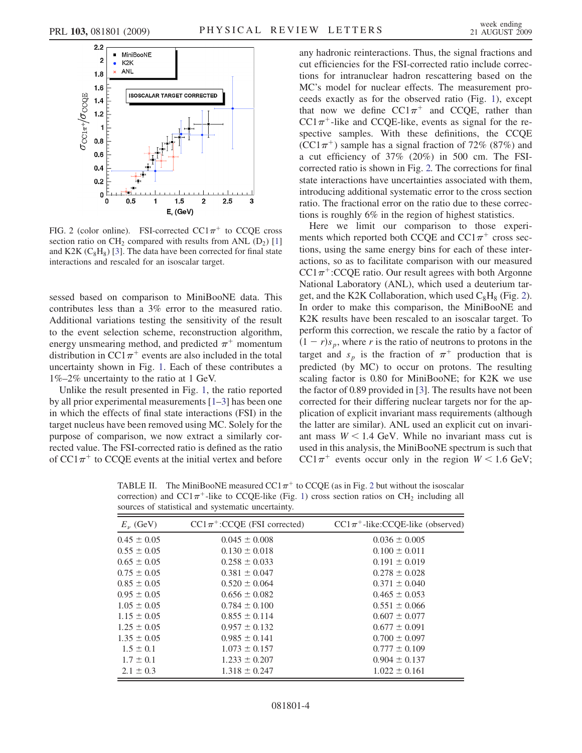FIG. 2 (color online). FSI-corrected CC1$\pi^+$ to CCQE cross section ratio on $CH_2$ compared with results from ANL ($D_2$) [1] and K2K ($C_8H_8$) [3]. The data have been corrected for final state interactions and rescaled for an isoscalar target.

sessed based on comparison to MiniBooNE data. This contributes less than a 3% error to the measured ratio. Additional variations testing the sensitivity of the result to the event selection scheme, reconstruction algorithm, energy unsmearing method, and predicted $\pi^+$ momentum distribution in CC1$\pi^+$ events are also included in the total uncertainty shown in Fig. 1. Each of these contributes a 1%–2% uncertainty to the ratio at 1 GeV.

Unlike the result presented in Fig. 1, the ratio reported by all prior experimental measurements [1–3] has been one in which the effects of final state interactions (FSI) in the target nucleus have been removed using MC. Solely for the purpose of comparison, we now extract a similarly corrected value. The FSI-corrected ratio is defined as the ratio of CC1$\pi^+$ to CCQE events at the initial vertex and before any hadronic reinteractions. Thus, the signal fractions and cut efficiencies for the FSI-corrected ratio include corrections for intranuclear hadron rescattering based on the MC's model for nuclear effects. The measurement proceeds exactly as for the observed ratio (Fig. 1), except that now we define CC1$\pi^+$ and CCQE, rather than CC1$\pi^+$-like and CCQE-like, events as signal for the respective samples. With these definitions, the CCQE (CC1$\pi^+$) sample has a signal fraction of 72% (87%) and a cut efficiency of 37% (20%) in 500 cm. The FSI-corrected ratio is shown in Fig. 2. The corrections for final state interactions have uncertainties associated with them, introducing additional systematic error to the cross section ratio. The fractional error on the ratio due to these corrections is roughly 6% in the region of highest statistics.

Here we limit our comparison to those experiments which reported both CCQE and CC1$\pi^+$ cross sections, using the same energy bins for each of these interactions, so as to facilitate comparison with our measured CC1$\pi^+$:CCQE ratio. Our result agrees with both Argonne National Laboratory (ANL), which used a deuterium target, and the K2K Collaboration, which used $C_8H_8$ (Fig. 2). In order to make this comparison, the MiniBooNE and K2K results have been rescaled to an isoscalar target. To perform this correction, we rescale the ratio by a factor of $(1-r)s_p$, where $r$ is the ratio of neutrons to protons in the target and $s_p$ is the fraction of $\pi^+$ production that is predicted (by MC) to occur on protons. The resulting scaling factor is 0.80 for MiniBooNE; for K2K we use the factor of 0.89 provided in [3]. The results have not been corrected for their differing nuclear targets nor for the application of explicit invariant mass requirements (although the latter are similar). ANL used an explicit cut on invariant mass $W < 1.4$ GeV. While no invariant mass cut is used in this analysis, the MiniBooNE spectrum is such that CC1$\pi^+$ events occur only in the region $W < 1.6$ GeV;

TABLE II. The MiniBooNE measured CC1$\pi^+$ to CCQE (as in Fig. 2 but without the isoscalar correction) and CC1$\pi^+$-like to CCQE-like (Fig. 1) cross section ratios on $CH_2$ including all sources of statistical and systematic uncertainty.

| $E_\nu$ (GeV) | CC1$\pi^+$:CCQE (FSI corrected) | CC1$\pi^+$-like:CCQE-like (observed) |
|---|---|---|
| 0.45 ± 0.05 | 0.045 ± 0.008 | 0.036 ± 0.005 |
| 0.55 ± 0.05 | 0.130 ± 0.018 | 0.100 ± 0.011 |
| 0.65 ± 0.05 | 0.258 ± 0.033 | 0.191 ± 0.019 |
| 0.75 ± 0.05 | 0.381 ± 0.047 | 0.278 ± 0.028 |
| 0.85 ± 0.05 | 0.520 ± 0.064 | 0.371 ± 0.040 |
| 0.95 ± 0.05 | 0.656 ± 0.082 | 0.465 ± 0.053 |
| 1.05 ± 0.05 | 0.784 ± 0.100 | 0.551 ± 0.066 |
| 1.15 ± 0.05 | 0.855 ± 0.114 | 0.607 ± 0.077 |
| 1.25 ± 0.05 | 0.957 ± 0.132 | 0.677 ± 0.091 |
| 1.35 ± 0.05 | 0.985 ± 0.141 | 0.700 ± 0.097 |
| 1.5 ± 0.1 | 1.073 ± 0.157 | 0.777 ± 0.109 |
| 1.7 ± 0.1 | 1.233 ± 0.207 | 0.904 ± 0.137 |
| 2.1 ± 0.3 | 1.318 ± 0.247 | 1.022 ± 0.161 |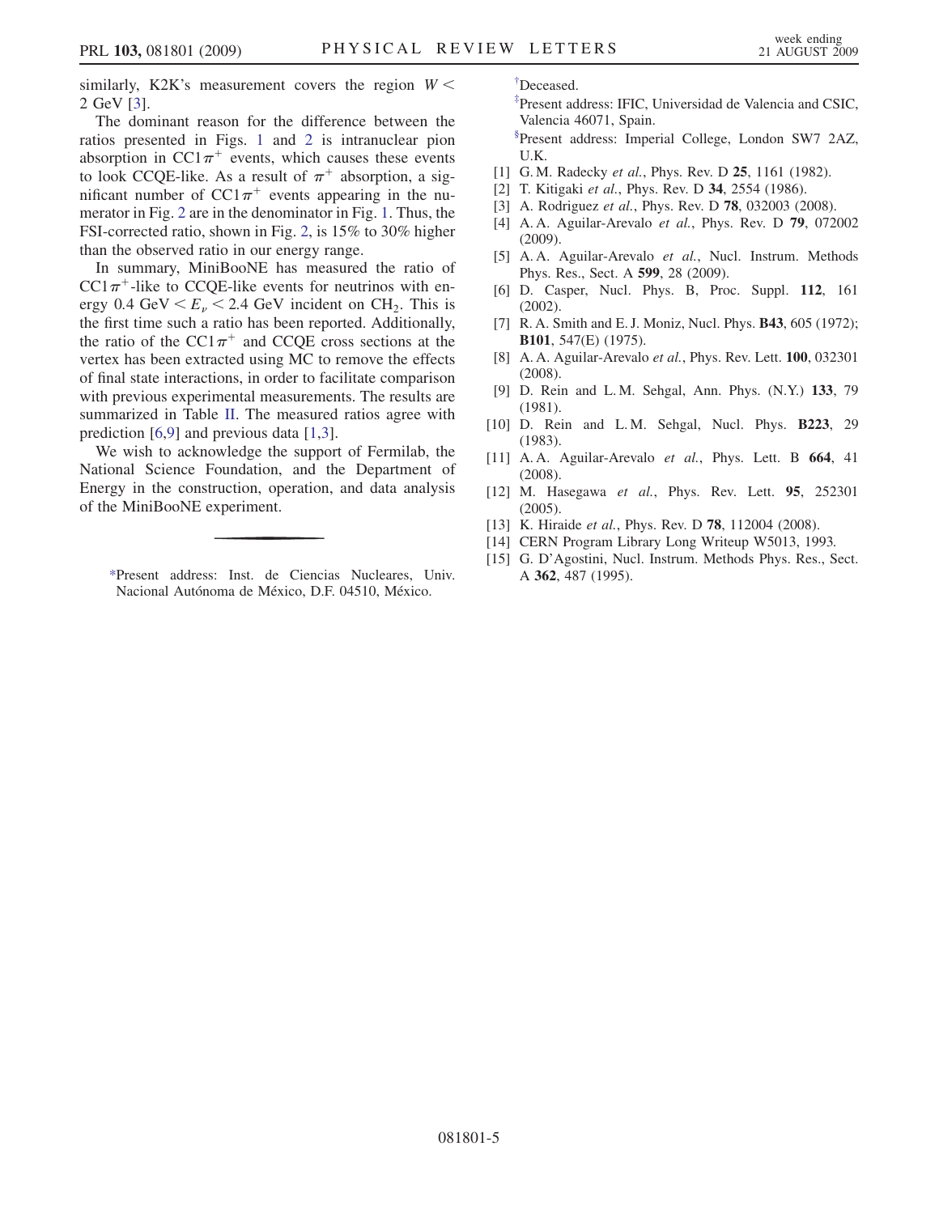similarly, K2K's measurement covers the region $W < 2$ GeV [3].

The dominant reason for the difference between the ratios presented in Figs. 1 and 2 is intranuclear pion absorption in $CC1\pi^+$ events, which causes these events to look CCQE-like. As a result of $\pi^+$ absorption, a significant number of $CC1\pi^+$ events appearing in the numerator in Fig. 2 are in the denominator in Fig. 1. Thus, the FSI-corrected ratio, shown in Fig. 2, is 15% to 30% higher than the observed ratio in our energy range.

In summary, MiniBooNE has measured the ratio of $CC1\pi^+$-like to CCQE-like events for neutrinos with energy 0.4 GeV $< E_\nu <$ 2.4 GeV incident on $CH_2$. This is the first time such a ratio has been reported. Additionally, the ratio of the $CC1\pi^+$ and CCQE cross sections at the vertex has been extracted using MC to remove the effects of final state interactions, in order to facilitate comparison with previous experimental measurements. The results are summarized in Table II. The measured ratios agree with prediction [6,9] and previous data [1,3].

We wish to acknowledge the support of Fermilab, the National Science Foundation, and the Department of Energy in the construction, operation, and data analysis of the MiniBooNE experiment.

---

[*] Present address: Inst. de Ciencias Nucleares, Univ. Nacional Autónoma de México, D.F. 04510, México.

[†] Deceased.

[‡] Present address: IFIC, Universidad de Valencia and CSIC, Valencia 46071, Spain.

[§] Present address: Imperial College, London SW7 2AZ, U.K.

[1] G. M. Radecky *et al.*, Phys. Rev. D **25**, 1161 (1982).
[2] T. Kitigaki *et al.*, Phys. Rev. D **34**, 2554 (1986).
[3] A. Rodriguez *et al.*, Phys. Rev. D **78**, 032003 (2008).
[4] A. A. Aguilar-Arevalo *et al.*, Phys. Rev. D **79**, 072002 (2009).
[5] A. A. Aguilar-Arevalo *et al.*, Nucl. Instrum. Methods Phys. Res., Sect. A **599**, 28 (2009).
[6] D. Casper, Nucl. Phys. B, Proc. Suppl. **112**, 161 (2002).
[7] R. A. Smith and E. J. Moniz, Nucl. Phys. **B43**, 605 (1972); **B101**, 547(E) (1975).
[8] A. A. Aguilar-Arevalo *et al.*, Phys. Rev. Lett. **100**, 032301 (2008).
[9] D. Rein and L. M. Sehgal, Ann. Phys. (N.Y.) **133**, 79 (1981).
[10] D. Rein and L. M. Sehgal, Nucl. Phys. **B223**, 29 (1983).
[11] A. A. Aguilar-Arevalo *et al.*, Phys. Lett. B **664**, 41 (2008).
[12] M. Hasegawa *et al.*, Phys. Rev. Lett. **95**, 252301 (2005).
[13] K. Hiraide *et al.*, Phys. Rev. D **78**, 112004 (2008).
[14] CERN Program Library Long Writeup W5013, 1993.
[15] G. D'Agostini, Nucl. Instrum. Methods Phys. Res., Sect. A **362**, 487 (1995).